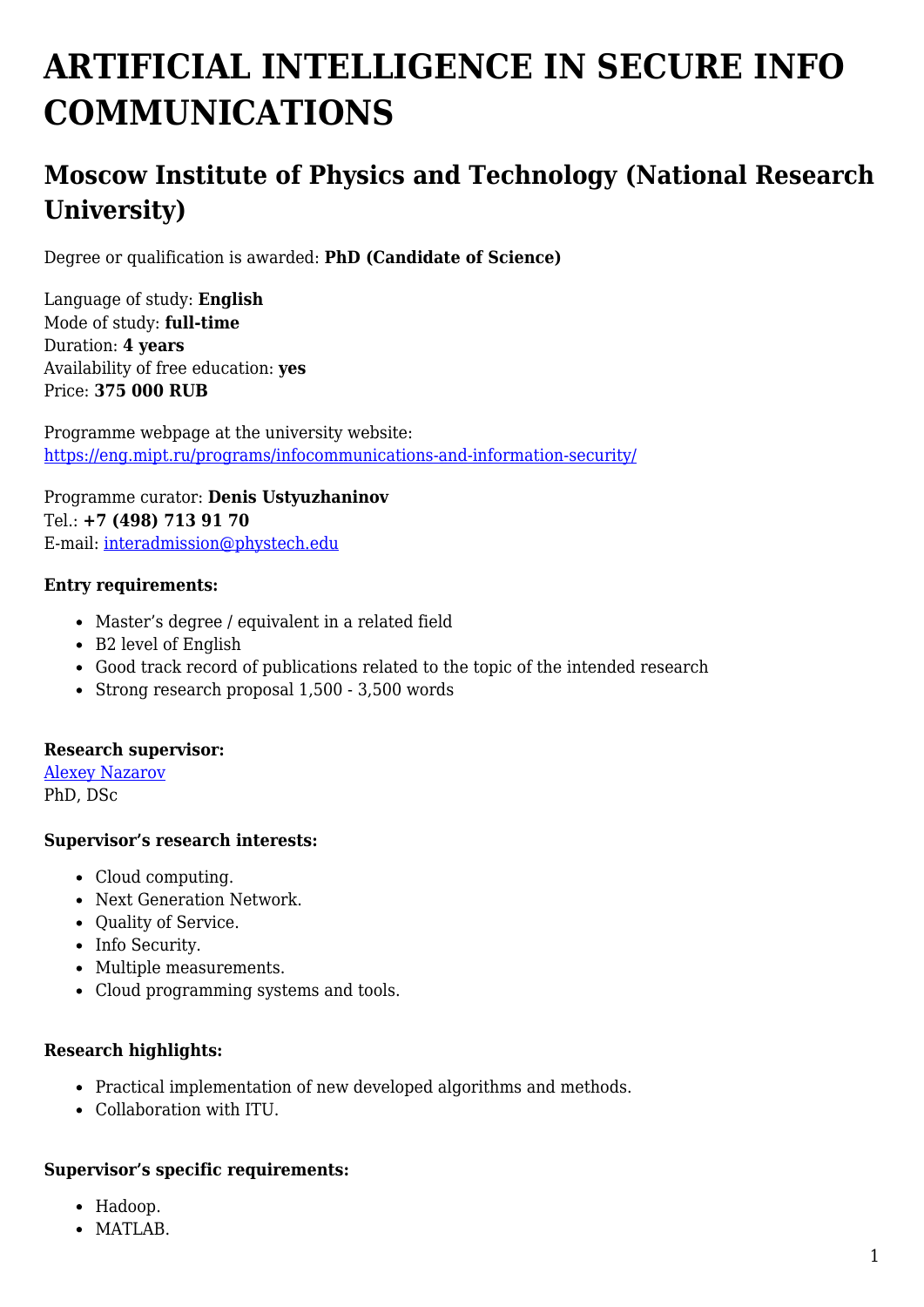# ARTIFICIAL INTELLIGENCE IN SECURE INFO COMMUNICATIONS

## Moscow Institute of Physics and Technology (National Research University)

Degree or qualification is awarded: **PhD (Candidate of Science)**

Language of study: **English**
Mode of study: **full-time**
Duration: **4 years**
Availability of free education: **yes**
Price: **375 000 RUB**

Programme webpage at the university website:
[https://eng.mipt.ru/programs/infocommunications-and-information-security/](https://eng.mipt.ru/programs/infocommunications-and-information-security/)

Programme curator: **Denis Ustyuzhaninov**
Tel.: **+7 (498) 713 91 70**
E-mail: [interadmission@phystech.edu](mailto:interadmission@phystech.edu)

**Entry requirements:**

- Master's degree / equivalent in a related field
- B2 level of English
- Good track record of publications related to the topic of the intended research
- Strong research proposal 1,500 - 3,500 words

**Research supervisor:**
Alexey Nazarov
PhD, DSc

**Supervisor's research interests:**

- Cloud computing.
- Next Generation Network.
- Quality of Service.
- Info Security.
- Multiple measurements.
- Cloud programming systems and tools.

**Research highlights:**

- Practical implementation of new developed algorithms and methods.
- Collaboration with ITU.

**Supervisor's specific requirements:**

- Hadoop.
- MATLAB.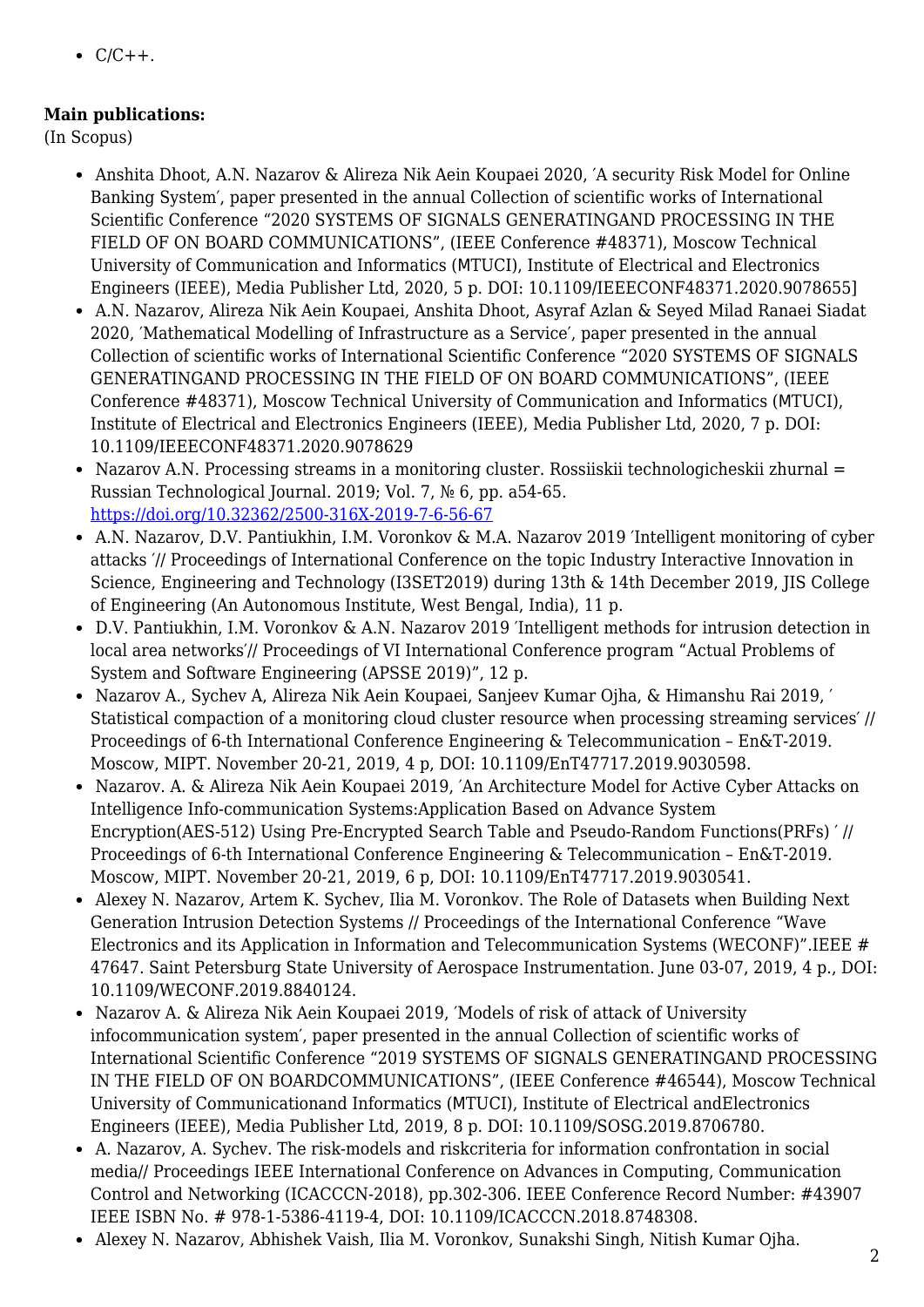- C/C++.

**Main publications:**
(In Scopus)

- Anshita Dhoot, A.N. Nazarov & Alireza Nik Aein Koupaei 2020, ′A security Risk Model for Online Banking System′, paper presented in the annual Collection of scientific works of International Scientific Conference "2020 SYSTEMS OF SIGNALS GENERATINGAND PROCESSING IN THE FIELD OF ON BOARD COMMUNICATIONS", (IEEE Conference #48371), Moscow Technical University of Communication and Informatics (MTUCI), Institute of Electrical and Electronics Engineers (IEEE), Media Publisher Ltd, 2020, 5 p. DOI: 10.1109/IEEECONF48371.2020.9078655]
- A.N. Nazarov, Alireza Nik Aein Koupaei, Anshita Dhoot, Asyraf Azlan & Seyed Milad Ranaei Siadat 2020, ′Mathematical Modelling of Infrastructure as a Service′, paper presented in the annual Collection of scientific works of International Scientific Conference "2020 SYSTEMS OF SIGNALS GENERATINGAND PROCESSING IN THE FIELD OF ON BOARD COMMUNICATIONS", (IEEE Conference #48371), Moscow Technical University of Communication and Informatics (MTUCI), Institute of Electrical and Electronics Engineers (IEEE), Media Publisher Ltd, 2020, 7 p. DOI: 10.1109/IEEECONF48371.2020.9078629
- Nazarov A.N. Processing streams in a monitoring cluster. Rossiiskii technologicheskii zhurnal = Russian Technological Journal. 2019; Vol. 7, № 6, pp. a54-65. https://doi.org/10.32362/2500-316X-2019-7-6-56-67
- A.N. Nazarov, D.V. Pantiukhin, I.M. Voronkov & M.A. Nazarov 2019 ′Intelligent monitoring of cyber attacks ′// Proceedings of International Conference on the topic Industry Interactive Innovation in Science, Engineering and Technology (I3SET2019) during 13th & 14th December 2019, JIS College of Engineering (An Autonomous Institute, West Bengal, India), 11 p.
- D.V. Pantiukhin, I.M. Voronkov & A.N. Nazarov 2019 ′Intelligent methods for intrusion detection in local area networks′// Proceedings of VI International Conference program "Actual Problems of System and Software Engineering (APSSE 2019)", 12 p.
- Nazarov A., Sychev A, Alireza Nik Aein Koupaei, Sanjeev Kumar Ojha, & Himanshu Rai 2019, ′ Statistical compaction of a monitoring cloud cluster resource when processing streaming services′ // Proceedings of 6-th International Conference Engineering & Telecommunication – En&T-2019. Moscow, MIPT. November 20-21, 2019, 4 p, DOI: 10.1109/EnT47717.2019.9030598.
- Nazarov. A. & Alireza Nik Aein Koupaei 2019, ′An Architecture Model for Active Cyber Attacks on Intelligence Info-communication Systems:Application Based on Advance System Encryption(AES-512) Using Pre-Encrypted Search Table and Pseudo-Random Functions(PRFs) ′ // Proceedings of 6-th International Conference Engineering & Telecommunication – En&T-2019. Moscow, MIPT. November 20-21, 2019, 6 p, DOI: 10.1109/EnT47717.2019.9030541.
- Alexey N. Nazarov, Artem K. Sychev, Ilia M. Voronkov. The Role of Datasets when Building Next Generation Intrusion Detection Systems // Proceedings of the International Conference "Wave Electronics and its Application in Information and Telecommunication Systems (WECONF)".IEEE # 47647. Saint Petersburg State University of Aerospace Instrumentation. June 03-07, 2019, 4 p., DOI: 10.1109/WECONF.2019.8840124.
- Nazarov A. & Alireza Nik Aein Koupaei 2019, ′Models of risk of attack of University infocommunication system′, paper presented in the annual Collection of scientific works of International Scientific Conference "2019 SYSTEMS OF SIGNALS GENERATINGAND PROCESSING IN THE FIELD OF ON BOARDCOMMUNICATIONS", (IEEE Conference #46544), Moscow Technical University of Communicationand Informatics (MTUCI), Institute of Electrical andElectronics Engineers (IEEE), Media Publisher Ltd, 2019, 8 p. DOI: 10.1109/SOSG.2019.8706780.
- A. Nazarov, A. Sychev. The risk-models and riskcriteria for information confrontation in social media// Proceedings IEEE International Conference on Advances in Computing, Communication Control and Networking (ICACCCN-2018), pp.302-306. IEEE Conference Record Number: #43907 IEEE ISBN No. # 978-1-5386-4119-4, DOI: 10.1109/ICACCCN.2018.8748308.
- Alexey N. Nazarov, Abhishek Vaish, Ilia M. Voronkov, Sunakshi Singh, Nitish Kumar Ojha.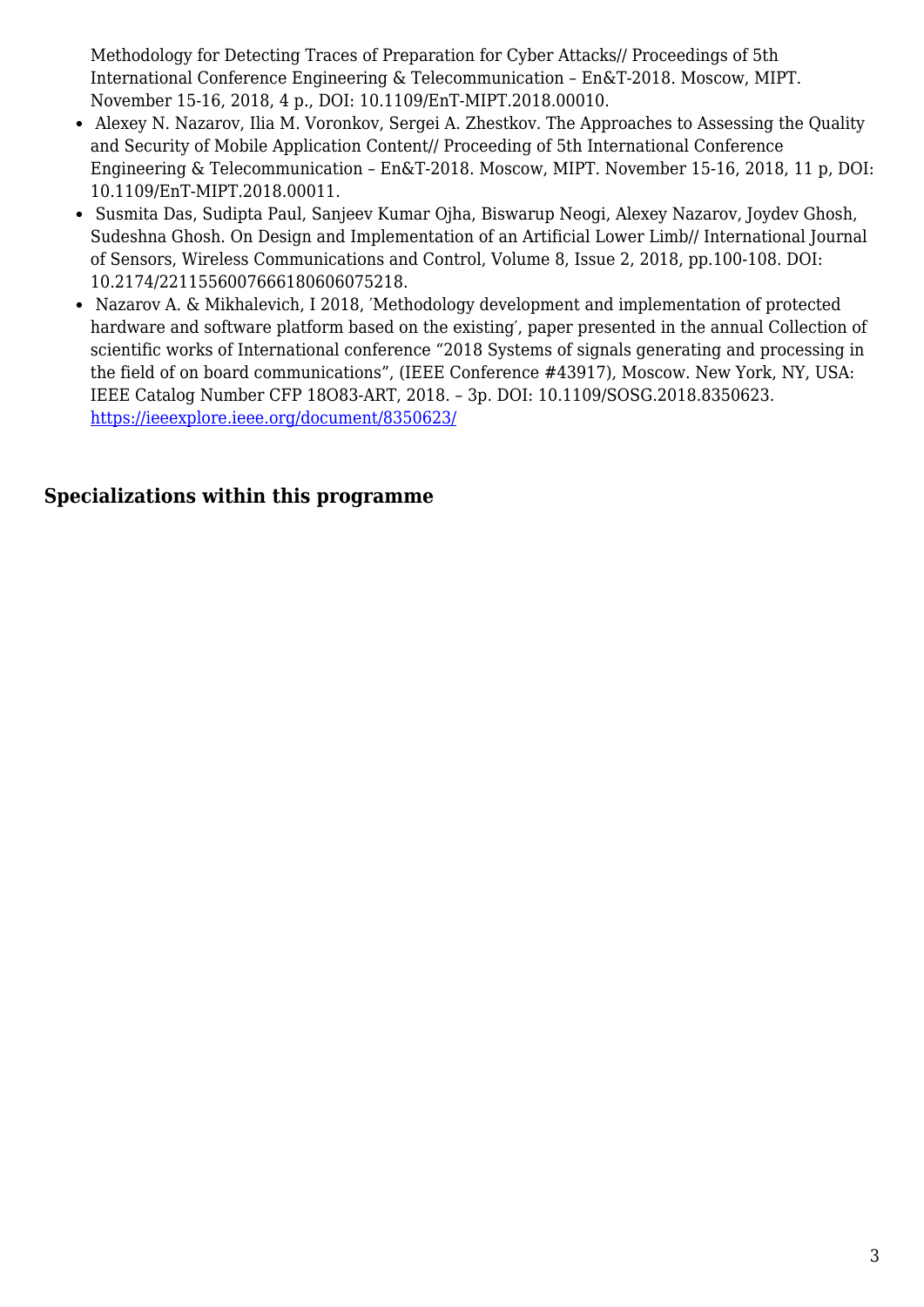Methodology for Detecting Traces of Preparation for Cyber Attacks// Proceedings of 5th International Conference Engineering & Telecommunication – En&T-2018. Moscow, MIPT. November 15-16, 2018, 4 p., DOI: 10.1109/EnT-MIPT.2018.00010.

- Alexey N. Nazarov, Ilia M. Voronkov, Sergei A. Zhestkov. The Approaches to Assessing the Quality and Security of Mobile Application Content// Proceeding of 5th International Conference Engineering & Telecommunication – En&T-2018. Moscow, MIPT. November 15-16, 2018, 11 p, DOI: 10.1109/EnT-MIPT.2018.00011.
- Susmita Das, Sudipta Paul, Sanjeev Kumar Ojha, Biswarup Neogi, Alexey Nazarov, Joydev Ghosh, Sudeshna Ghosh. On Design and Implementation of an Artificial Lower Limb// International Journal of Sensors, Wireless Communications and Control, Volume 8, Issue 2, 2018, pp.100-108. DOI: 10.2174/2211556007666180606075218.
- Nazarov A. & Mikhalevich, I 2018, ′Methodology development and implementation of protected hardware and software platform based on the existing′, paper presented in the annual Collection of scientific works of International conference "2018 Systems of signals generating and processing in the field of on board communications", (IEEE Conference #43917), Moscow. New York, NY, USA: IEEE Catalog Number CFP 18O83-ART, 2018. – 3p. DOI: 10.1109/SOSG.2018.8350623. https://ieeexplore.ieee.org/document/8350623/

### Specializations within this programme